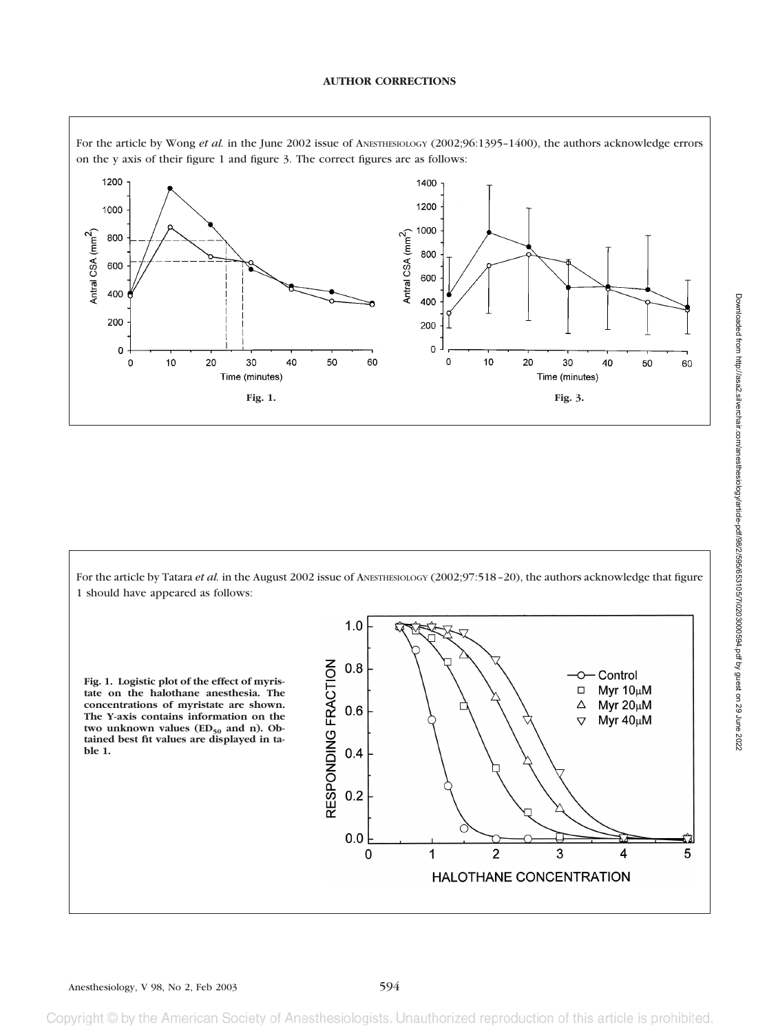## AUTHOR CORRECTIONS

For the article by Wong *et al.* in the June 2002 issue of ANESTHESIOLOGY (2002;96:1395–1400), the authors acknowledge errors on the y axis of their figure 1 and figure 3. The correct figures are as follows:

**Fig. 1.**

**Fig. 3.**

For the article by Tatara *et al.* in the August 2002 issue of ANESTHESIOLOGY (2002;97:518–20), the authors acknowledge that figure 1 should have appeared as follows:

**Fig. 1. Logistic plot of the effect of myristate on the halothane anesthesia. The concentrations of myristate are shown. The Y-axis contains information on the two unknown values ($ED_{50}$ and n). Obtained best fit values are displayed in table 1.**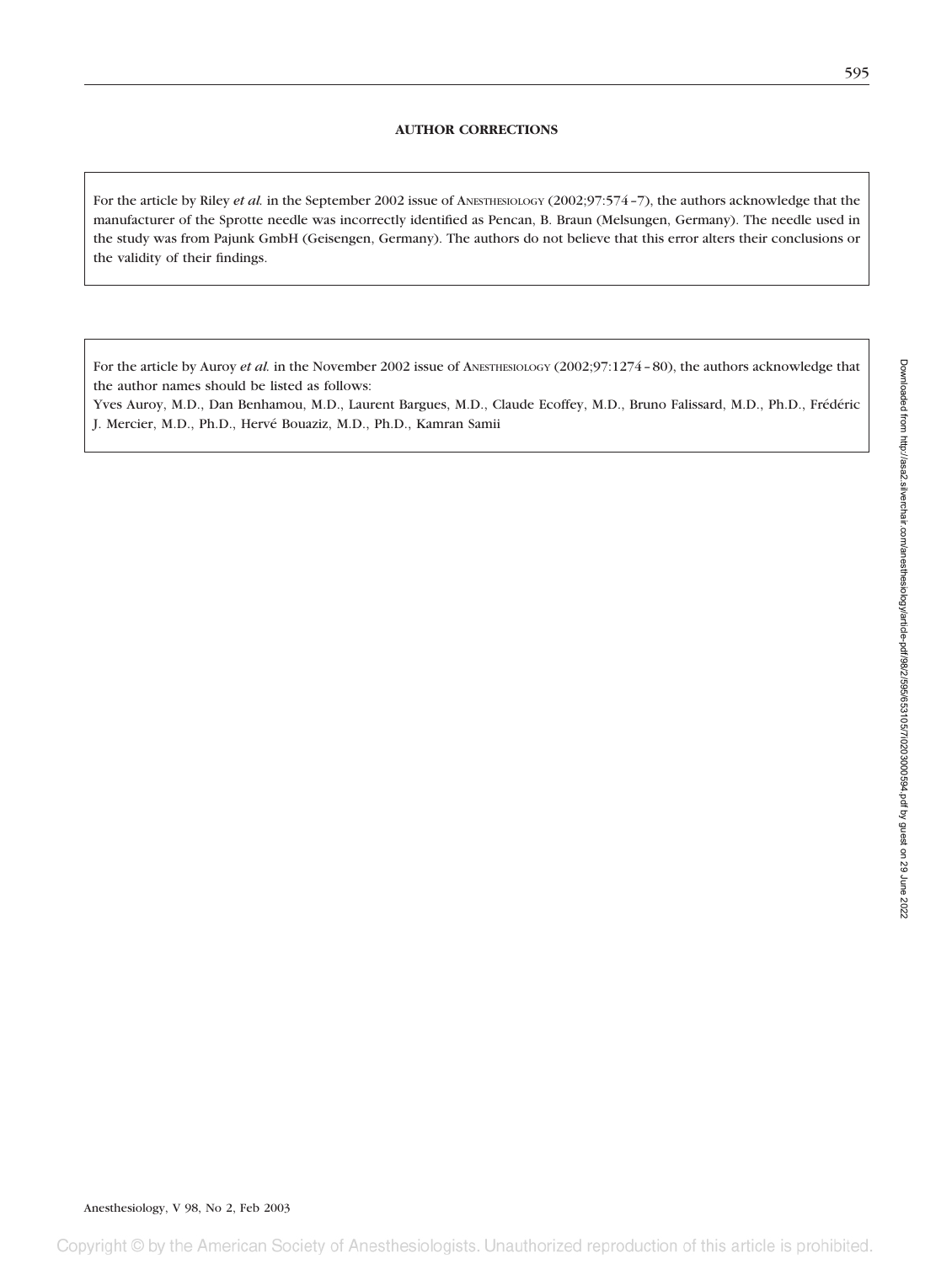## AUTHOR CORRECTIONS

For the article by Riley *et al.* in the September 2002 issue of ANESTHESIOLOGY (2002;97:574–7), the authors acknowledge that the manufacturer of the Sprotte needle was incorrectly identified as Pencan, B. Braun (Melsungen, Germany). The needle used in the study was from Pajunk GmbH (Geisengen, Germany). The authors do not believe that this error alters their conclusions or the validity of their findings.

For the article by Auroy *et al.* in the November 2002 issue of ANESTHESIOLOGY (2002;97:1274–80), the authors acknowledge that the author names should be listed as follows:
Yves Auroy, M.D., Dan Benhamou, M.D., Laurent Bargues, M.D., Claude Ecoffey, M.D., Bruno Falissard, M.D., Ph.D., Frédéric J. Mercier, M.D., Ph.D., Hervé Bouaziz, M.D., Ph.D., Kamran Samii